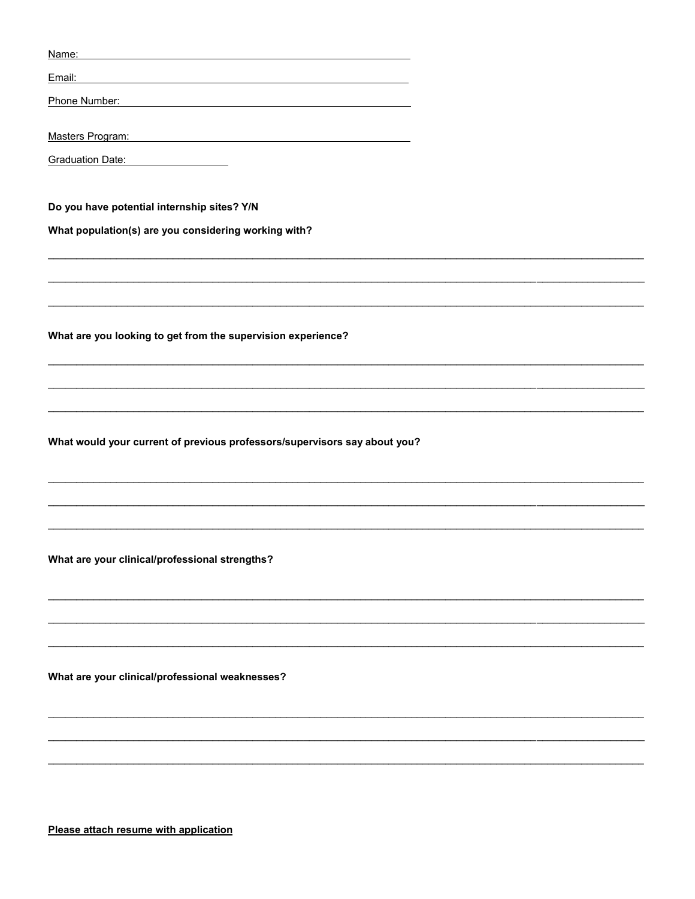Name: ______________________________________________

Email: ______________________________________________

Phone Number: ______________________________________

Masters Program: ____________________________________

Graduation Date: ________________

**Do you have potential internship sites? Y/N**

**What population(s) are you considering working with?**

______________________________________________________________________________

______________________________________________________________________________

______________________________________________________________________________

**What are you looking to get from the supervision experience?**

______________________________________________________________________________

______________________________________________________________________________

______________________________________________________________________________

**What would your current of previous professors/supervisors say about you?**

______________________________________________________________________________

______________________________________________________________________________

______________________________________________________________________________

**What are your clinical/professional strengths?**

______________________________________________________________________________

______________________________________________________________________________

______________________________________________________________________________

**What are your clinical/professional weaknesses?**

______________________________________________________________________________

______________________________________________________________________________

______________________________________________________________________________

**Please attach resume with application**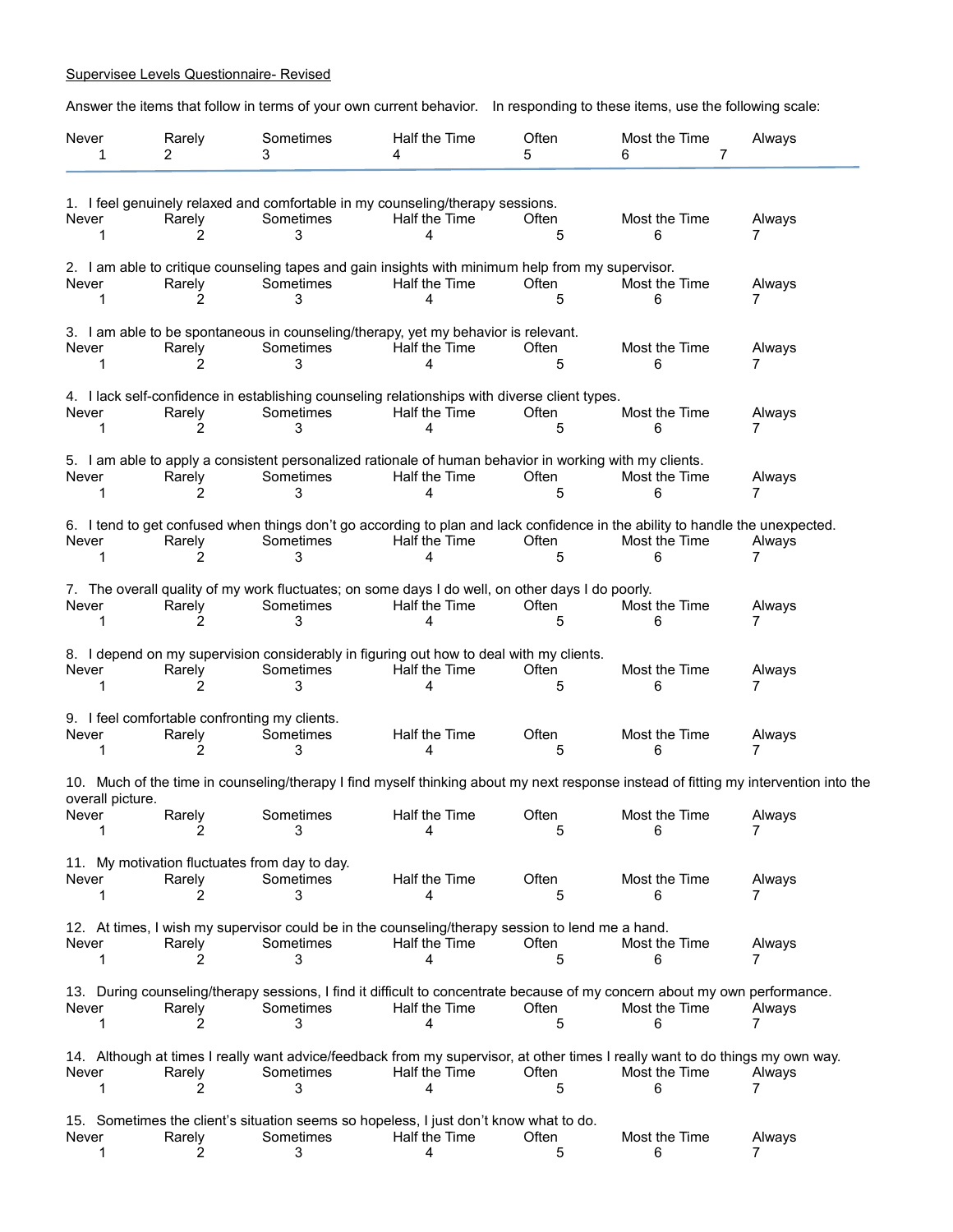Supervisee Levels Questionnaire- Revised

Answer the items that follow in terms of your own current behavior. In responding to these items, use the following scale:

| Never | Rarely | Sometimes | Half the Time | Often | Most the Time | Always |
|---|---|---|---|---|---|---|
| 1 | 2 | 3 | 4 | 5 | 6 | 7 |

---

1. I feel genuinely relaxed and comfortable in my counseling/therapy sessions.

| Never | Rarely | Sometimes | Half the Time | Often | Most the Time | Always |
|---|---|---|---|---|---|---|
| 1 | 2 | 3 | 4 | 5 | 6 | 7 |

2. I am able to critique counseling tapes and gain insights with minimum help from my supervisor.

| Never | Rarely | Sometimes | Half the Time | Often | Most the Time | Always |
|---|---|---|---|---|---|---|
| 1 | 2 | 3 | 4 | 5 | 6 | 7 |

3. I am able to be spontaneous in counseling/therapy, yet my behavior is relevant.

| Never | Rarely | Sometimes | Half the Time | Often | Most the Time | Always |
|---|---|---|---|---|---|---|
| 1 | 2 | 3 | 4 | 5 | 6 | 7 |

4. I lack self-confidence in establishing counseling relationships with diverse client types.

| Never | Rarely | Sometimes | Half the Time | Often | Most the Time | Always |
|---|---|---|---|---|---|---|
| 1 | 2 | 3 | 4 | 5 | 6 | 7 |

5. I am able to apply a consistent personalized rationale of human behavior in working with my clients.

| Never | Rarely | Sometimes | Half the Time | Often | Most the Time | Always |
|---|---|---|---|---|---|---|
| 1 | 2 | 3 | 4 | 5 | 6 | 7 |

6. I tend to get confused when things don't go according to plan and lack confidence in the ability to handle the unexpected.

| Never | Rarely | Sometimes | Half the Time | Often | Most the Time | Always |
|---|---|---|---|---|---|---|
| 1 | 2 | 3 | 4 | 5 | 6 | 7 |

7. The overall quality of my work fluctuates; on some days I do well, on other days I do poorly.

| Never | Rarely | Sometimes | Half the Time | Often | Most the Time | Always |
|---|---|---|---|---|---|---|
| 1 | 2 | 3 | 4 | 5 | 6 | 7 |

8. I depend on my supervision considerably in figuring out how to deal with my clients.

| Never | Rarely | Sometimes | Half the Time | Often | Most the Time | Always |
|---|---|---|---|---|---|---|
| 1 | 2 | 3 | 4 | 5 | 6 | 7 |

9. I feel comfortable confronting my clients.

| Never | Rarely | Sometimes | Half the Time | Often | Most the Time | Always |
|---|---|---|---|---|---|---|
| 1 | 2 | 3 | 4 | 5 | 6 | 7 |

10. Much of the time in counseling/therapy I find myself thinking about my next response instead of fitting my intervention into the overall picture.

| Never | Rarely | Sometimes | Half the Time | Often | Most the Time | Always |
|---|---|---|---|---|---|---|
| 1 | 2 | 3 | 4 | 5 | 6 | 7 |

11. My motivation fluctuates from day to day.

| Never | Rarely | Sometimes | Half the Time | Often | Most the Time | Always |
|---|---|---|---|---|---|---|
| 1 | 2 | 3 | 4 | 5 | 6 | 7 |

12. At times, I wish my supervisor could be in the counseling/therapy session to lend me a hand.

| Never | Rarely | Sometimes | Half the Time | Often | Most the Time | Always |
|---|---|---|---|---|---|---|
| 1 | 2 | 3 | 4 | 5 | 6 | 7 |

13. During counseling/therapy sessions, I find it difficult to concentrate because of my concern about my own performance.

| Never | Rarely | Sometimes | Half the Time | Often | Most the Time | Always |
|---|---|---|---|---|---|---|
| 1 | 2 | 3 | 4 | 5 | 6 | 7 |

14. Although at times I really want advice/feedback from my supervisor, at other times I really want to do things my own way.

| Never | Rarely | Sometimes | Half the Time | Often | Most the Time | Always |
|---|---|---|---|---|---|---|
| 1 | 2 | 3 | 4 | 5 | 6 | 7 |

15. Sometimes the client's situation seems so hopeless, I just don't know what to do.

| Never | Rarely | Sometimes | Half the Time | Often | Most the Time | Always |
|---|---|---|---|---|---|---|
| 1 | 2 | 3 | 4 | 5 | 6 | 7 |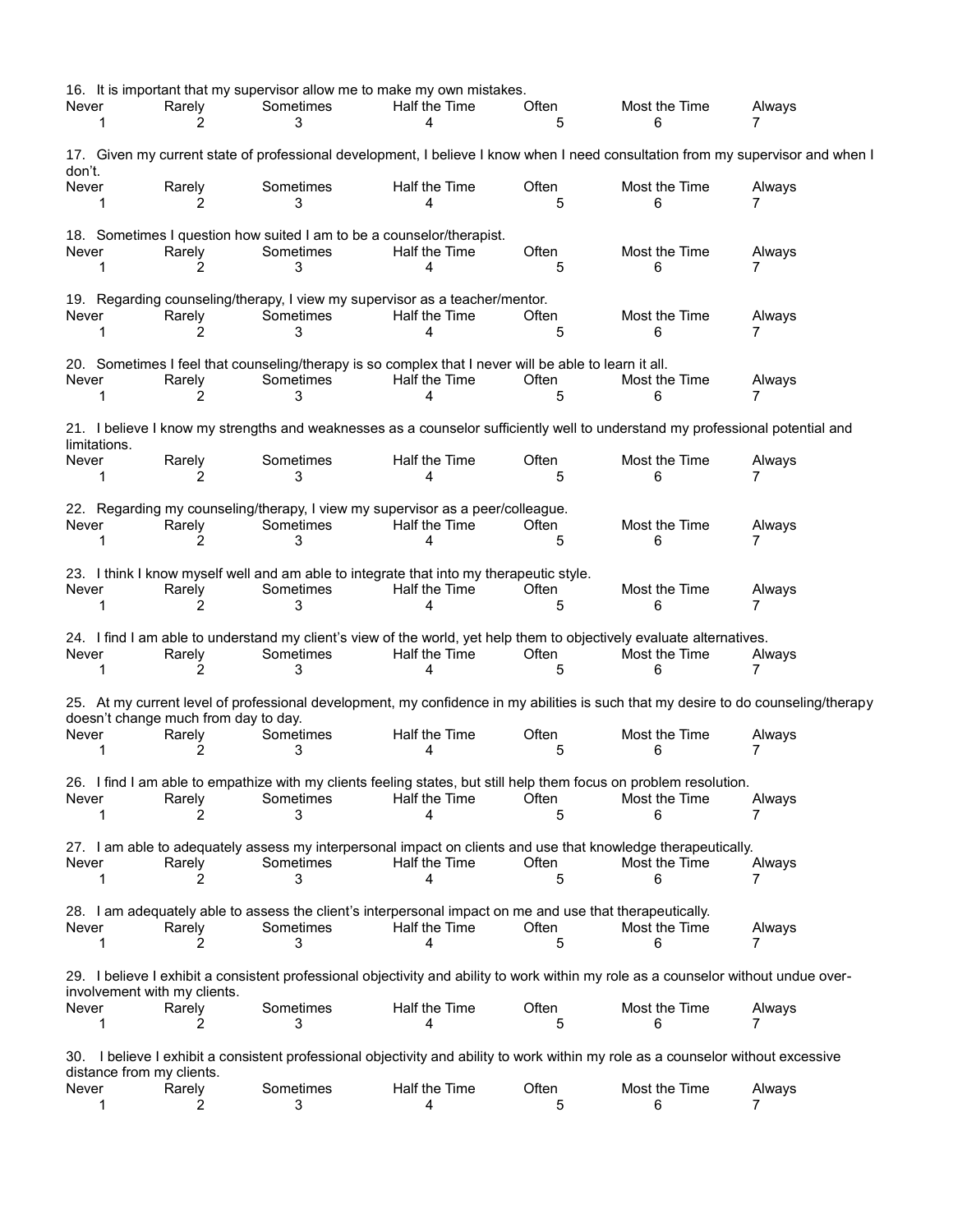16. It is important that my supervisor allow me to make my own mistakes.

| Never | Rarely | Sometimes | Half the Time | Often | Most the Time | Always |
|---|---|---|---|---|---|---|
| 1 | 2 | 3 | 4 | 5 | 6 | 7 |

17. Given my current state of professional development, I believe I know when I need consultation from my supervisor and when I don't.

| Never | Rarely | Sometimes | Half the Time | Often | Most the Time | Always |
|---|---|---|---|---|---|---|
| 1 | 2 | 3 | 4 | 5 | 6 | 7 |

18. Sometimes I question how suited I am to be a counselor/therapist.

| Never | Rarely | Sometimes | Half the Time | Often | Most the Time | Always |
|---|---|---|---|---|---|---|
| 1 | 2 | 3 | 4 | 5 | 6 | 7 |

19. Regarding counseling/therapy, I view my supervisor as a teacher/mentor.

| Never | Rarely | Sometimes | Half the Time | Often | Most the Time | Always |
|---|---|---|---|---|---|---|
| 1 | 2 | 3 | 4 | 5 | 6 | 7 |

20. Sometimes I feel that counseling/therapy is so complex that I never will be able to learn it all.

| Never | Rarely | Sometimes | Half the Time | Often | Most the Time | Always |
|---|---|---|---|---|---|---|
| 1 | 2 | 3 | 4 | 5 | 6 | 7 |

21. I believe I know my strengths and weaknesses as a counselor sufficiently well to understand my professional potential and limitations.

| Never | Rarely | Sometimes | Half the Time | Often | Most the Time | Always |
|---|---|---|---|---|---|---|
| 1 | 2 | 3 | 4 | 5 | 6 | 7 |

22. Regarding my counseling/therapy, I view my supervisor as a peer/colleague.

| Never | Rarely | Sometimes | Half the Time | Often | Most the Time | Always |
|---|---|---|---|---|---|---|
| 1 | 2 | 3 | 4 | 5 | 6 | 7 |

23. I think I know myself well and am able to integrate that into my therapeutic style.

| Never | Rarely | Sometimes | Half the Time | Often | Most the Time | Always |
|---|---|---|---|---|---|---|
| 1 | 2 | 3 | 4 | 5 | 6 | 7 |

24. I find I am able to understand my client's view of the world, yet help them to objectively evaluate alternatives.

| Never | Rarely | Sometimes | Half the Time | Often | Most the Time | Always |
|---|---|---|---|---|---|---|
| 1 | 2 | 3 | 4 | 5 | 6 | 7 |

25. At my current level of professional development, my confidence in my abilities is such that my desire to do counseling/therapy doesn't change much from day to day.

| Never | Rarely | Sometimes | Half the Time | Often | Most the Time | Always |
|---|---|---|---|---|---|---|
| 1 | 2 | 3 | 4 | 5 | 6 | 7 |

26. I find I am able to empathize with my clients feeling states, but still help them focus on problem resolution.

| Never | Rarely | Sometimes | Half the Time | Often | Most the Time | Always |
|---|---|---|---|---|---|---|
| 1 | 2 | 3 | 4 | 5 | 6 | 7 |

27. I am able to adequately assess my interpersonal impact on clients and use that knowledge therapeutically.

| Never | Rarely | Sometimes | Half the Time | Often | Most the Time | Always |
|---|---|---|---|---|---|---|
| 1 | 2 | 3 | 4 | 5 | 6 | 7 |

28. I am adequately able to assess the client's interpersonal impact on me and use that therapeutically.

| Never | Rarely | Sometimes | Half the Time | Often | Most the Time | Always |
|---|---|---|---|---|---|---|
| 1 | 2 | 3 | 4 | 5 | 6 | 7 |

29. I believe I exhibit a consistent professional objectivity and ability to work within my role as a counselor without undue over-involvement with my clients.

| Never | Rarely | Sometimes | Half the Time | Often | Most the Time | Always |
|---|---|---|---|---|---|---|
| 1 | 2 | 3 | 4 | 5 | 6 | 7 |

30. I believe I exhibit a consistent professional objectivity and ability to work within my role as a counselor without excessive distance from my clients.

| Never | Rarely | Sometimes | Half the Time | Often | Most the Time | Always |
|---|---|---|---|---|---|---|
| 1 | 2 | 3 | 4 | 5 | 6 | 7 |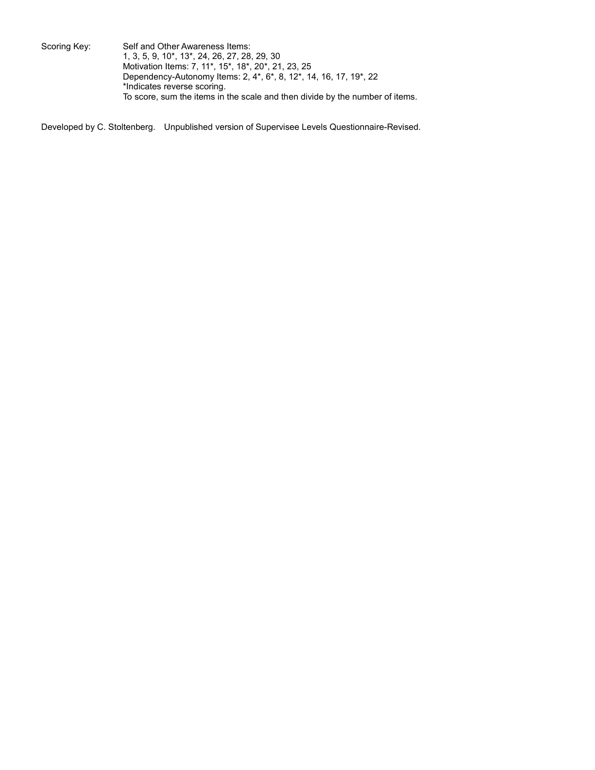Scoring Key:

Self and Other Awareness Items:
1, 3, 5, 9, 10*, 13*, 24, 26, 27, 28, 29, 30
Motivation Items: 7, 11*, 15*, 18*, 20*, 21, 23, 25
Dependency-Autonomy Items: 2, 4*, 6*, 8, 12*, 14, 16, 17, 19*, 22
*Indicates reverse scoring.
To score, sum the items in the scale and then divide by the number of items.

Developed by C. Stoltenberg. Unpublished version of Supervisee Levels Questionnaire-Revised.